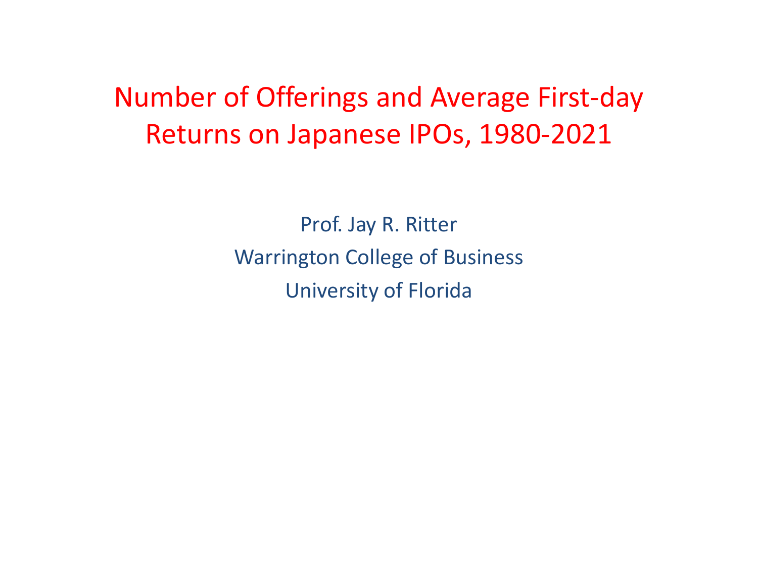# Number of Offerings and Average First-day Returns on Japanese IPOs, 1980-2021

Prof. Jay R. Ritter

Warrington College of Business

University of Florida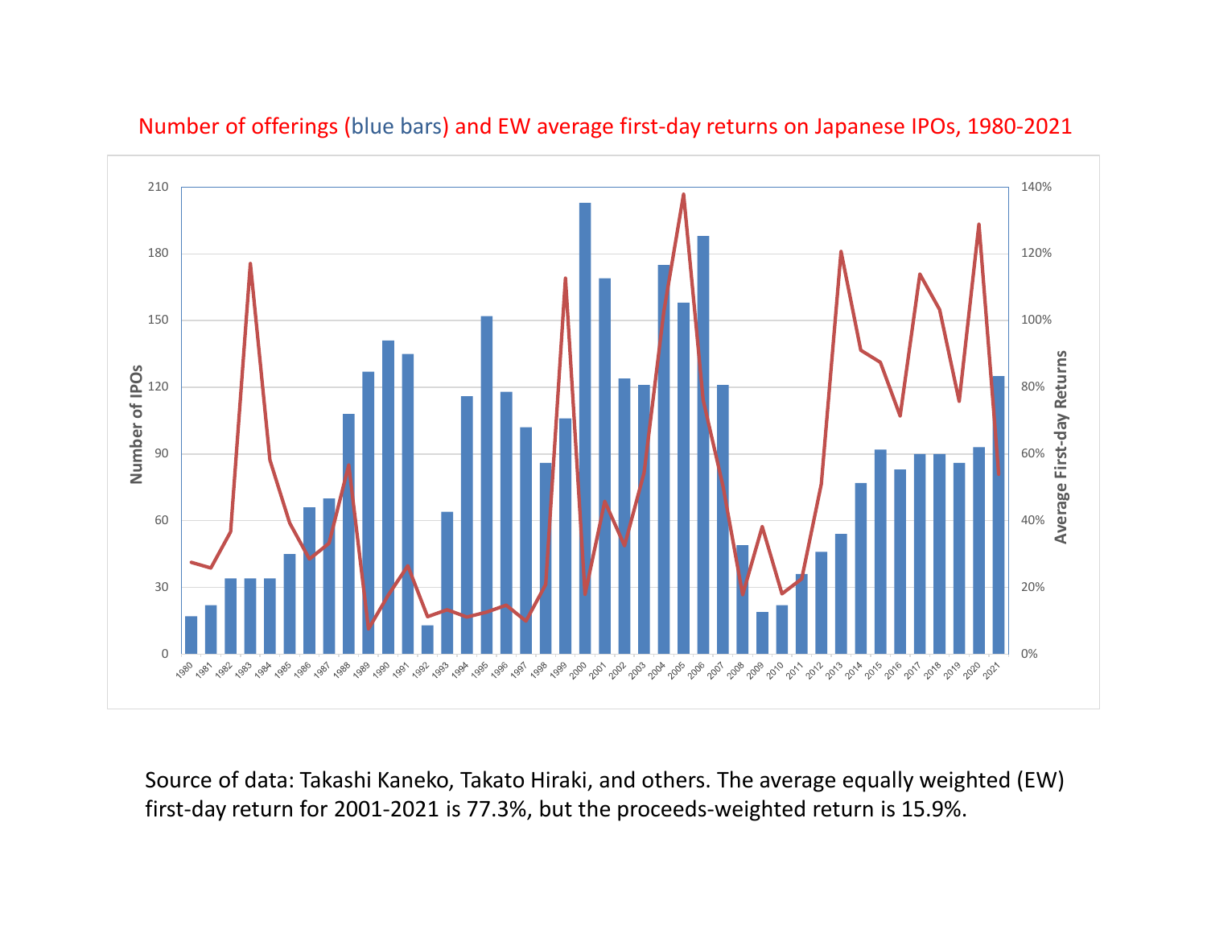Number of offerings (blue bars) and EW average first-day returns on Japanese IPOs, 1980-2021

Source of data: Takashi Kaneko, Takato Hiraki, and others. The average equally weighted (EW) first-day return for 2001-2021 is 77.3%, but the proceeds-weighted return is 15.9%.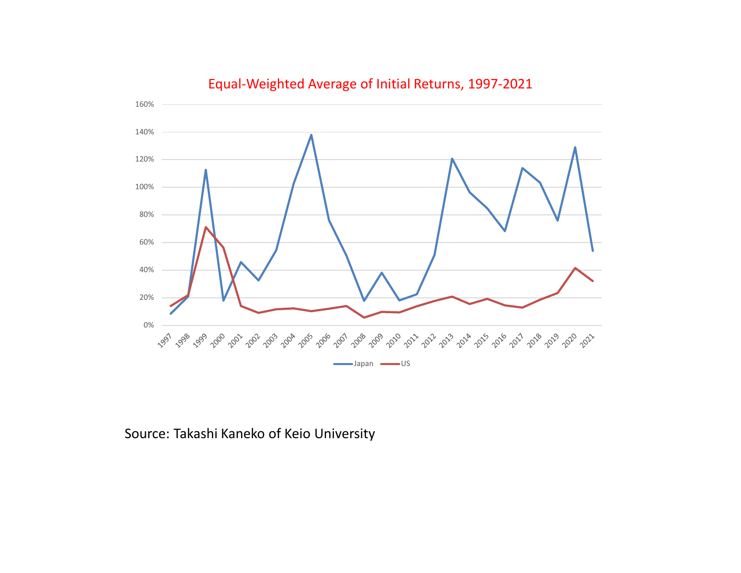Equal-Weighted Average of Initial Returns, 1997-2021

Source: Takashi Kaneko of Keio University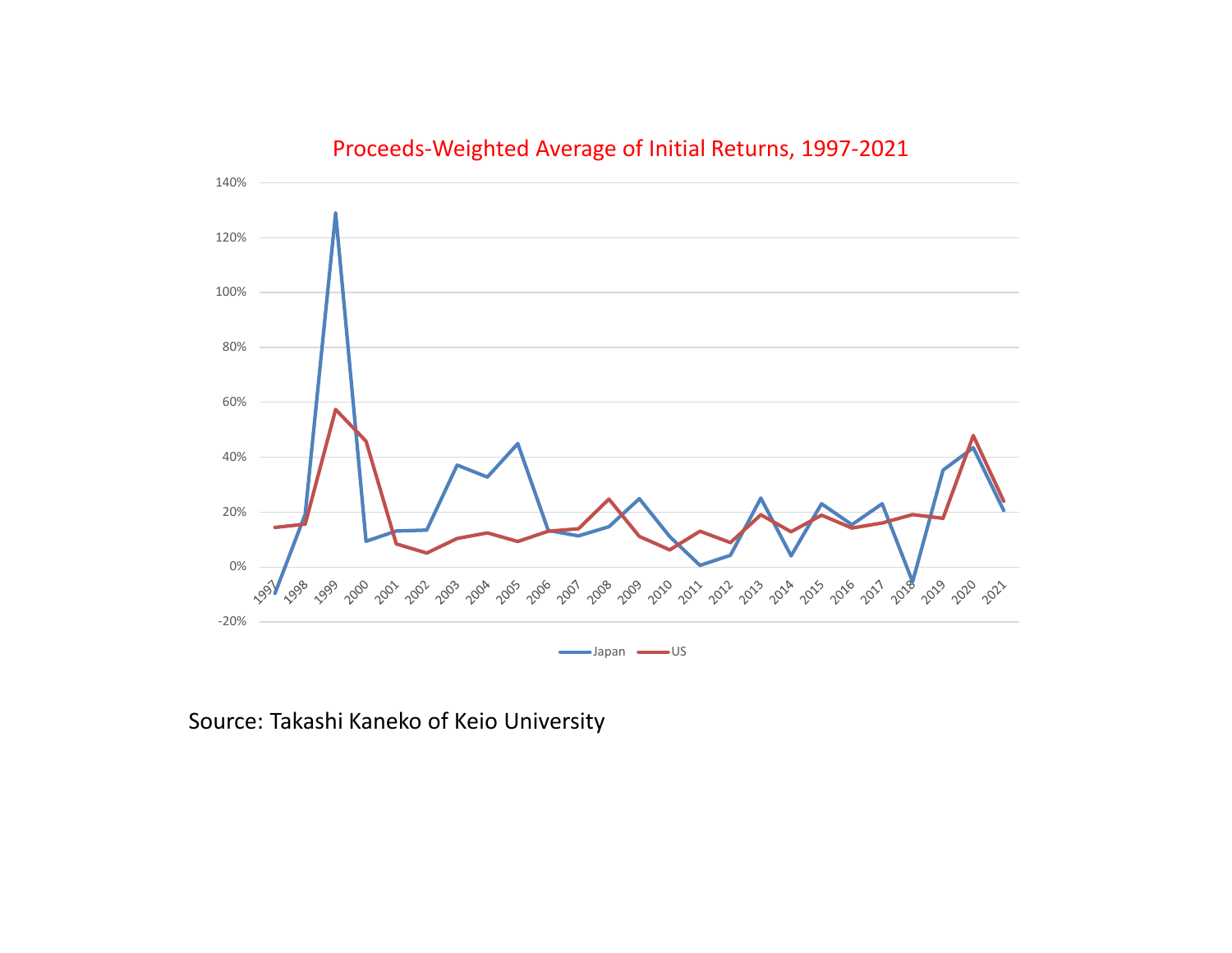Proceeds-Weighted Average of Initial Returns, 1997-2021

Source: Takashi Kaneko of Keio University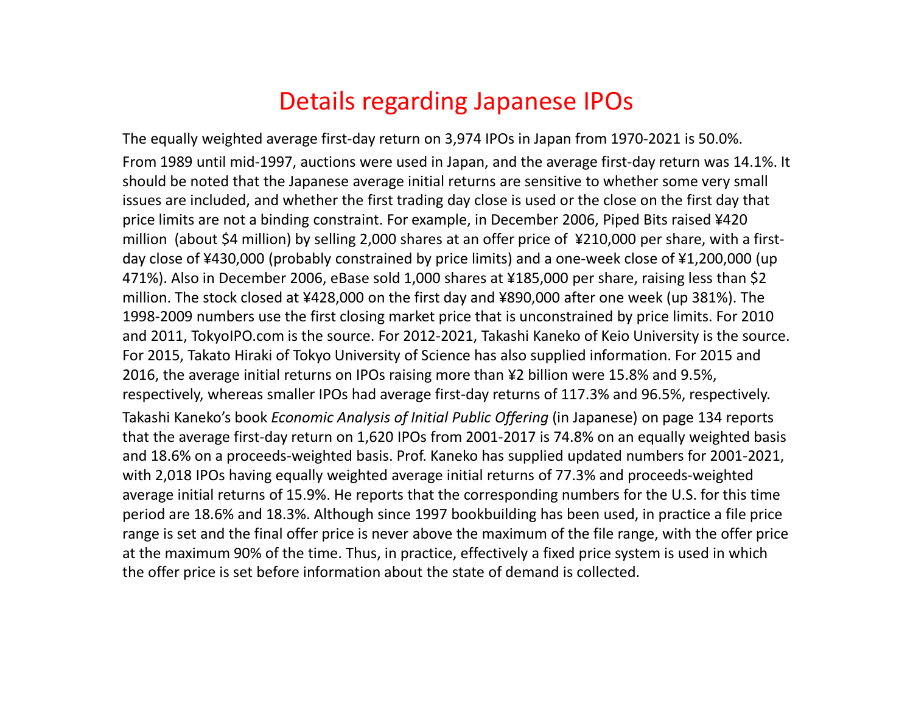# Details regarding Japanese IPOs

The equally weighted average first-day return on 3,974 IPOs in Japan from 1970-2021 is 50.0%.

From 1989 until mid-1997, auctions were used in Japan, and the average first-day return was 14.1%. It should be noted that the Japanese average initial returns are sensitive to whether some very small issues are included, and whether the first trading day close is used or the close on the first day that price limits are not a binding constraint. For example, in December 2006, Piped Bits raised ¥420 million (about $4 million) by selling 2,000 shares at an offer price of ¥210,000 per share, with a first-day close of ¥430,000 (probably constrained by price limits) and a one-week close of ¥1,200,000 (up 471%). Also in December 2006, eBase sold 1,000 shares at ¥185,000 per share, raising less than $2 million. The stock closed at ¥428,000 on the first day and ¥890,000 after one week (up 381%). The 1998-2009 numbers use the first closing market price that is unconstrained by price limits. For 2010 and 2011, TokyoIPO.com is the source. For 2012-2021, Takashi Kaneko of Keio University is the source. For 2015, Takato Hiraki of Tokyo University of Science has also supplied information. For 2015 and 2016, the average initial returns on IPOs raising more than ¥2 billion were 15.8% and 9.5%, respectively, whereas smaller IPOs had average first-day returns of 117.3% and 96.5%, respectively.

Takashi Kaneko's book *Economic Analysis of Initial Public Offering* (in Japanese) on page 134 reports that the average first-day return on 1,620 IPOs from 2001-2017 is 74.8% on an equally weighted basis and 18.6% on a proceeds-weighted basis. Prof. Kaneko has supplied updated numbers for 2001-2021, with 2,018 IPOs having equally weighted average initial returns of 77.3% and proceeds-weighted average initial returns of 15.9%. He reports that the corresponding numbers for the U.S. for this time period are 18.6% and 18.3%. Although since 1997 bookbuilding has been used, in practice a file price range is set and the final offer price is never above the maximum of the file range, with the offer price at the maximum 90% of the time. Thus, in practice, effectively a fixed price system is used in which the offer price is set before information about the state of demand is collected.